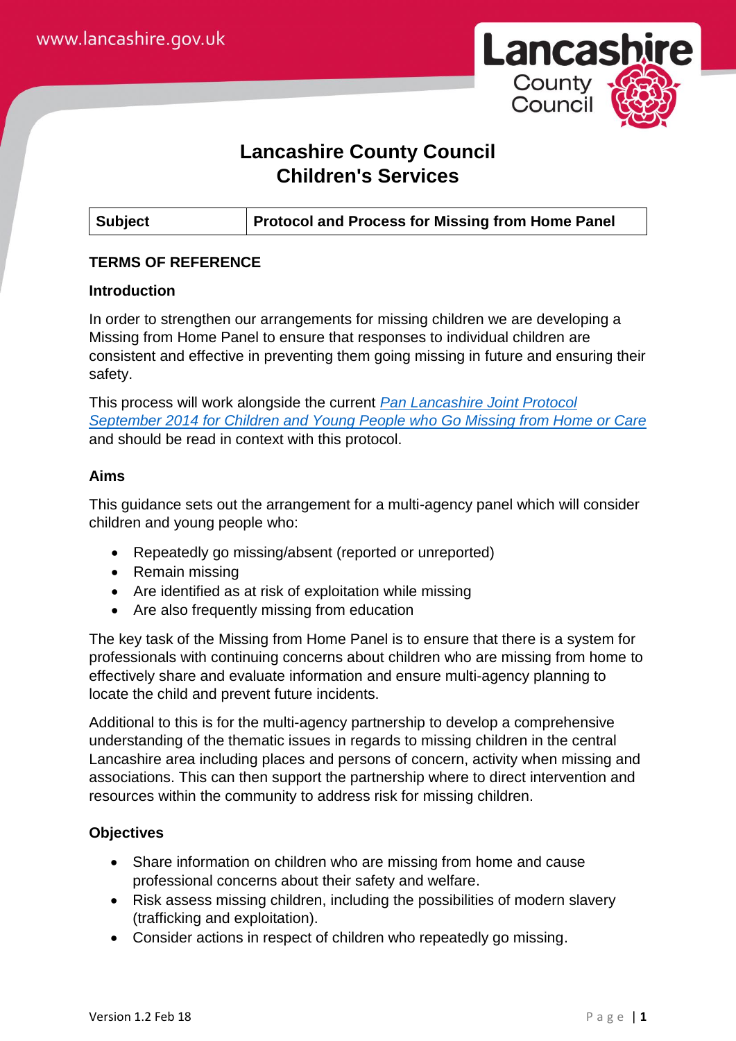# Lancashire County Council
# Children's Services

| Subject | Protocol and Process for Missing from Home Panel |
| --- | --- |

## TERMS OF REFERENCE

### Introduction

In order to strengthen our arrangements for missing children we are developing a Missing from Home Panel to ensure that responses to individual children are consistent and effective in preventing them going missing in future and ensuring their safety.

This process will work alongside the current *Pan Lancashire Joint Protocol September 2014 for Children and Young People who Go Missing from Home or Care* and should be read in context with this protocol.

### Aims

This guidance sets out the arrangement for a multi-agency panel which will consider children and young people who:

- Repeatedly go missing/absent (reported or unreported)
- Remain missing
- Are identified as at risk of exploitation while missing
- Are also frequently missing from education

The key task of the Missing from Home Panel is to ensure that there is a system for professionals with continuing concerns about children who are missing from home to effectively share and evaluate information and ensure multi-agency planning to locate the child and prevent future incidents.

Additional to this is for the multi-agency partnership to develop a comprehensive understanding of the thematic issues in regards to missing children in the central Lancashire area including places and persons of concern, activity when missing and associations. This can then support the partnership where to direct intervention and resources within the community to address risk for missing children.

### Objectives

- Share information on children who are missing from home and cause professional concerns about their safety and welfare.
- Risk assess missing children, including the possibilities of modern slavery (trafficking and exploitation).
- Consider actions in respect of children who repeatedly go missing.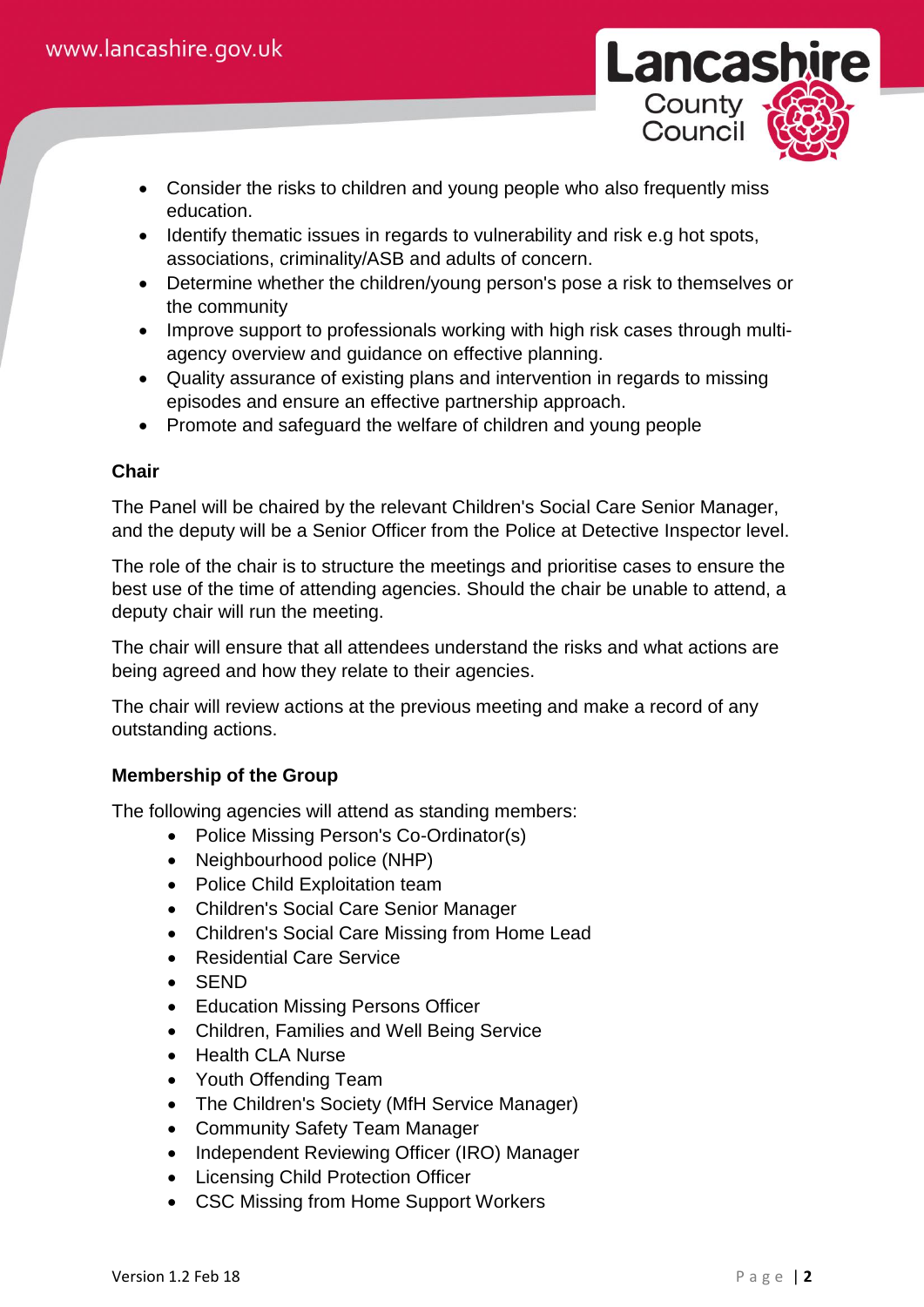- Consider the risks to children and young people who also frequently miss education.
- Identify thematic issues in regards to vulnerability and risk e.g hot spots, associations, criminality/ASB and adults of concern.
- Determine whether the children/young person's pose a risk to themselves or the community
- Improve support to professionals working with high risk cases through multi-agency overview and guidance on effective planning.
- Quality assurance of existing plans and intervention in regards to missing episodes and ensure an effective partnership approach.
- Promote and safeguard the welfare of children and young people

**Chair**

The Panel will be chaired by the relevant Children's Social Care Senior Manager, and the deputy will be a Senior Officer from the Police at Detective Inspector level.

The role of the chair is to structure the meetings and prioritise cases to ensure the best use of the time of attending agencies. Should the chair be unable to attend, a deputy chair will run the meeting.

The chair will ensure that all attendees understand the risks and what actions are being agreed and how they relate to their agencies.

The chair will review actions at the previous meeting and make a record of any outstanding actions.

**Membership of the Group**

The following agencies will attend as standing members:

- Police Missing Person's Co-Ordinator(s)
- Neighbourhood police (NHP)
- Police Child Exploitation team
- Children's Social Care Senior Manager
- Children's Social Care Missing from Home Lead
- Residential Care Service
- SEND
- Education Missing Persons Officer
- Children, Families and Well Being Service
- Health CLA Nurse
- Youth Offending Team
- The Children's Society (MfH Service Manager)
- Community Safety Team Manager
- Independent Reviewing Officer (IRO) Manager
- Licensing Child Protection Officer
- CSC Missing from Home Support Workers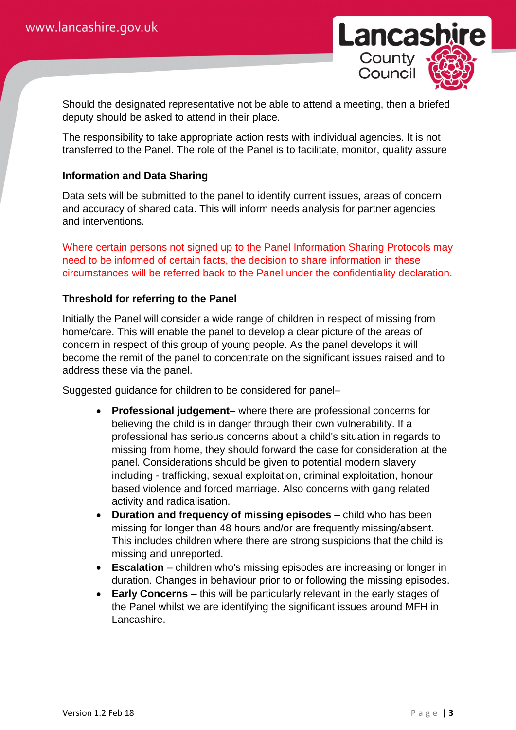Should the designated representative not be able to attend a meeting, then a briefed deputy should be asked to attend in their place.

The responsibility to take appropriate action rests with individual agencies. It is not transferred to the Panel. The role of the Panel is to facilitate, monitor, quality assure

**Information and Data Sharing**

Data sets will be submitted to the panel to identify current issues, areas of concern and accuracy of shared data. This will inform needs analysis for partner agencies and interventions.

Where certain persons not signed up to the Panel Information Sharing Protocols may need to be informed of certain facts, the decision to share information in these circumstances will be referred back to the Panel under the confidentiality declaration.

**Threshold for referring to the Panel**

Initially the Panel will consider a wide range of children in respect of missing from home/care. This will enable the panel to develop a clear picture of the areas of concern in respect of this group of young people. As the panel develops it will become the remit of the panel to concentrate on the significant issues raised and to address these via the panel.

Suggested guidance for children to be considered for panel–

- **Professional judgement**– where there are professional concerns for believing the child is in danger through their own vulnerability. If a professional has serious concerns about a child's situation in regards to missing from home, they should forward the case for consideration at the panel. Considerations should be given to potential modern slavery including - trafficking, sexual exploitation, criminal exploitation, honour based violence and forced marriage. Also concerns with gang related activity and radicalisation.
- **Duration and frequency of missing episodes** – child who has been missing for longer than 48 hours and/or are frequently missing/absent. This includes children where there are strong suspicions that the child is missing and unreported.
- **Escalation** – children who's missing episodes are increasing or longer in duration. Changes in behaviour prior to or following the missing episodes.
- **Early Concerns** – this will be particularly relevant in the early stages of the Panel whilst we are identifying the significant issues around MFH in Lancashire.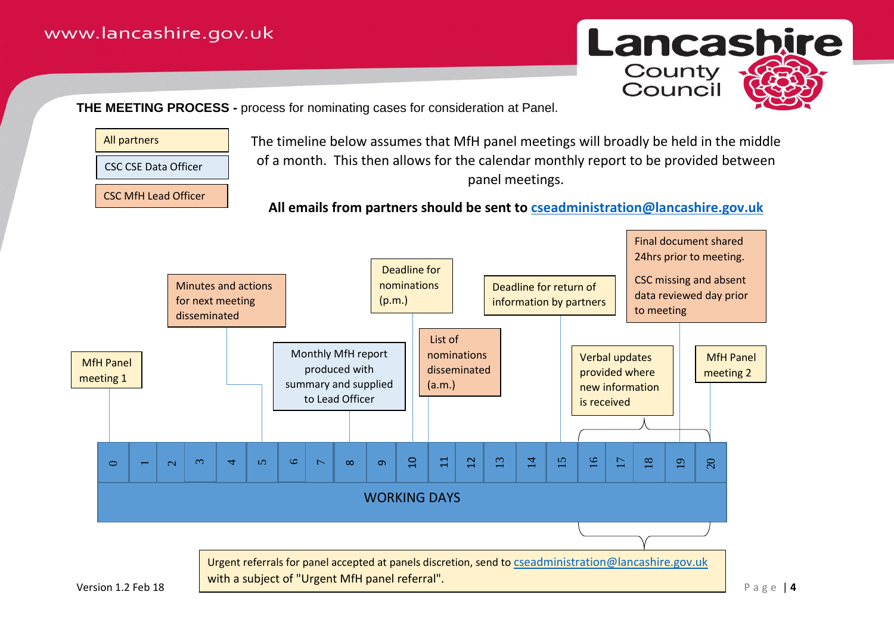**THE MEETING PROCESS -** process for nominating cases for consideration at Panel.

Key:
- All partners
- CSC CSE Data Officer
- CSC MfH Lead Officer

The timeline below assumes that MfH panel meetings will broadly be held in the middle of a month. This then allows for the calendar monthly report to be provided between panel meetings.

**All emails from partners should be sent to cseadministration@lancashire.gov.uk**

| Working Day | Activity |
|---|---|
| 0 | MfH Panel meeting 1 |
| 5 | Minutes and actions for next meeting disseminated |
| 8 | Monthly MfH report produced with summary and supplied to Lead Officer |
| 10 | Deadline for nominations (p.m.) |
| 11 | List of nominations disseminated (a.m.) |
| 15 | Deadline for return of information by partners |
| 16–20 | Verbal updates provided where new information is received |
| 19 | Final document shared 24hrs prior to meeting. CSC missing and absent data reviewed day prior to meeting |
| 20 | MfH Panel meeting 2 |

WORKING DAYS

Days 16–20: Urgent referrals for panel accepted at panels discretion, send to cseadministration@lancashire.gov.uk with a subject of "Urgent MfH panel referral".

Version 1.2 Feb 18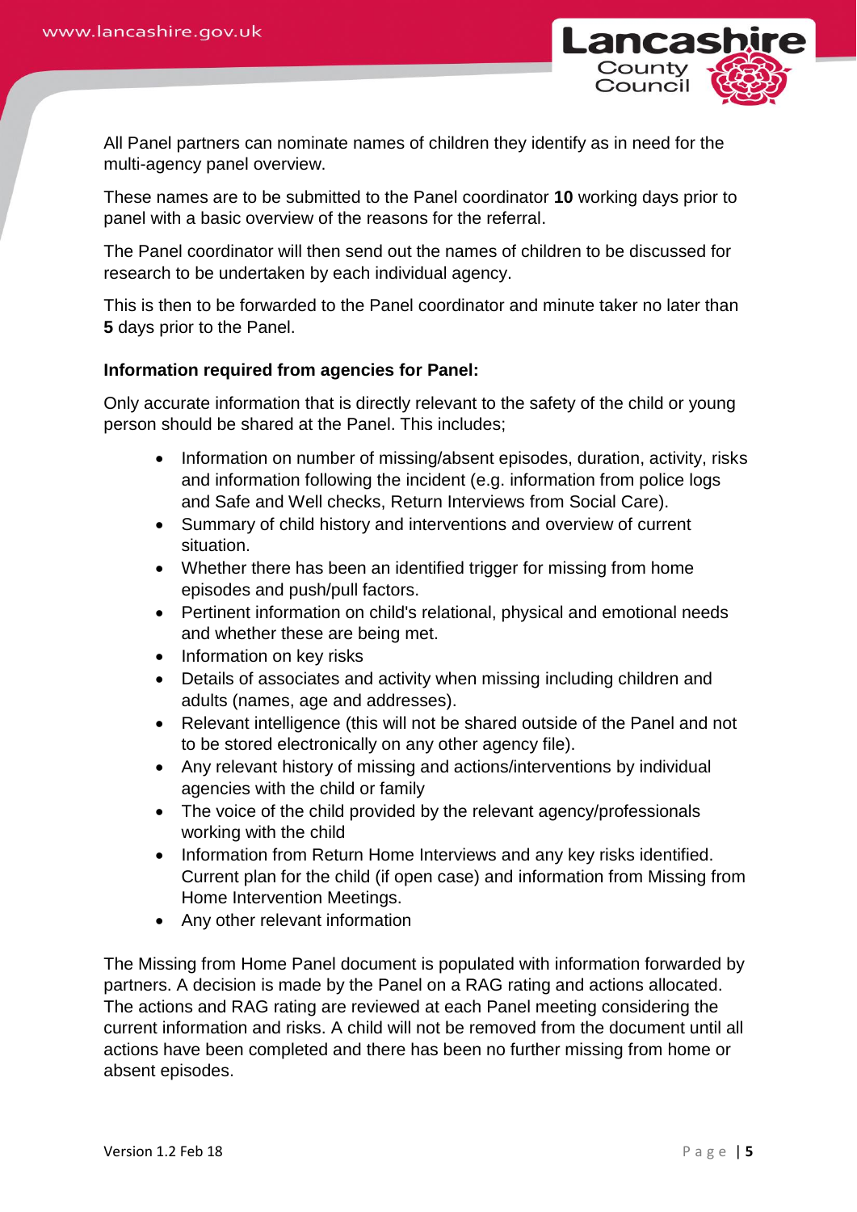All Panel partners can nominate names of children they identify as in need for the multi-agency panel overview.

These names are to be submitted to the Panel coordinator **10** working days prior to panel with a basic overview of the reasons for the referral.

The Panel coordinator will then send out the names of children to be discussed for research to be undertaken by each individual agency.

This is then to be forwarded to the Panel coordinator and minute taker no later than **5** days prior to the Panel.

**Information required from agencies for Panel:**

Only accurate information that is directly relevant to the safety of the child or young person should be shared at the Panel. This includes;

- Information on number of missing/absent episodes, duration, activity, risks and information following the incident (e.g. information from police logs and Safe and Well checks, Return Interviews from Social Care).
- Summary of child history and interventions and overview of current situation.
- Whether there has been an identified trigger for missing from home episodes and push/pull factors.
- Pertinent information on child's relational, physical and emotional needs and whether these are being met.
- Information on key risks
- Details of associates and activity when missing including children and adults (names, age and addresses).
- Relevant intelligence (this will not be shared outside of the Panel and not to be stored electronically on any other agency file).
- Any relevant history of missing and actions/interventions by individual agencies with the child or family
- The voice of the child provided by the relevant agency/professionals working with the child
- Information from Return Home Interviews and any key risks identified. Current plan for the child (if open case) and information from Missing from Home Intervention Meetings.
- Any other relevant information

The Missing from Home Panel document is populated with information forwarded by partners. A decision is made by the Panel on a RAG rating and actions allocated. The actions and RAG rating are reviewed at each Panel meeting considering the current information and risks. A child will not be removed from the document until all actions have been completed and there has been no further missing from home or absent episodes.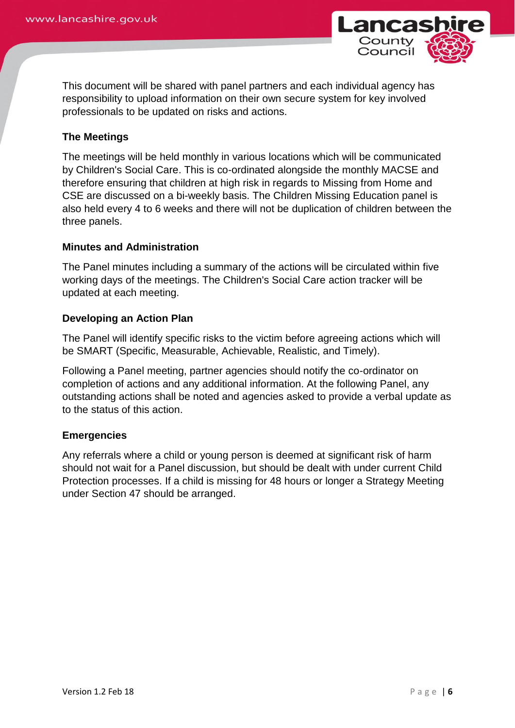This document will be shared with panel partners and each individual agency has responsibility to upload information on their own secure system for key involved professionals to be updated on risks and actions.

### The Meetings

The meetings will be held monthly in various locations which will be communicated by Children's Social Care. This is co-ordinated alongside the monthly MACSE and therefore ensuring that children at high risk in regards to Missing from Home and CSE are discussed on a bi-weekly basis. The Children Missing Education panel is also held every 4 to 6 weeks and there will not be duplication of children between the three panels.

### Minutes and Administration

The Panel minutes including a summary of the actions will be circulated within five working days of the meetings. The Children's Social Care action tracker will be updated at each meeting.

### Developing an Action Plan

The Panel will identify specific risks to the victim before agreeing actions which will be SMART (Specific, Measurable, Achievable, Realistic, and Timely).

Following a Panel meeting, partner agencies should notify the co-ordinator on completion of actions and any additional information. At the following Panel, any outstanding actions shall be noted and agencies asked to provide a verbal update as to the status of this action.

### Emergencies

Any referrals where a child or young person is deemed at significant risk of harm should not wait for a Panel discussion, but should be dealt with under current Child Protection processes. If a child is missing for 48 hours or longer a Strategy Meeting under Section 47 should be arranged.